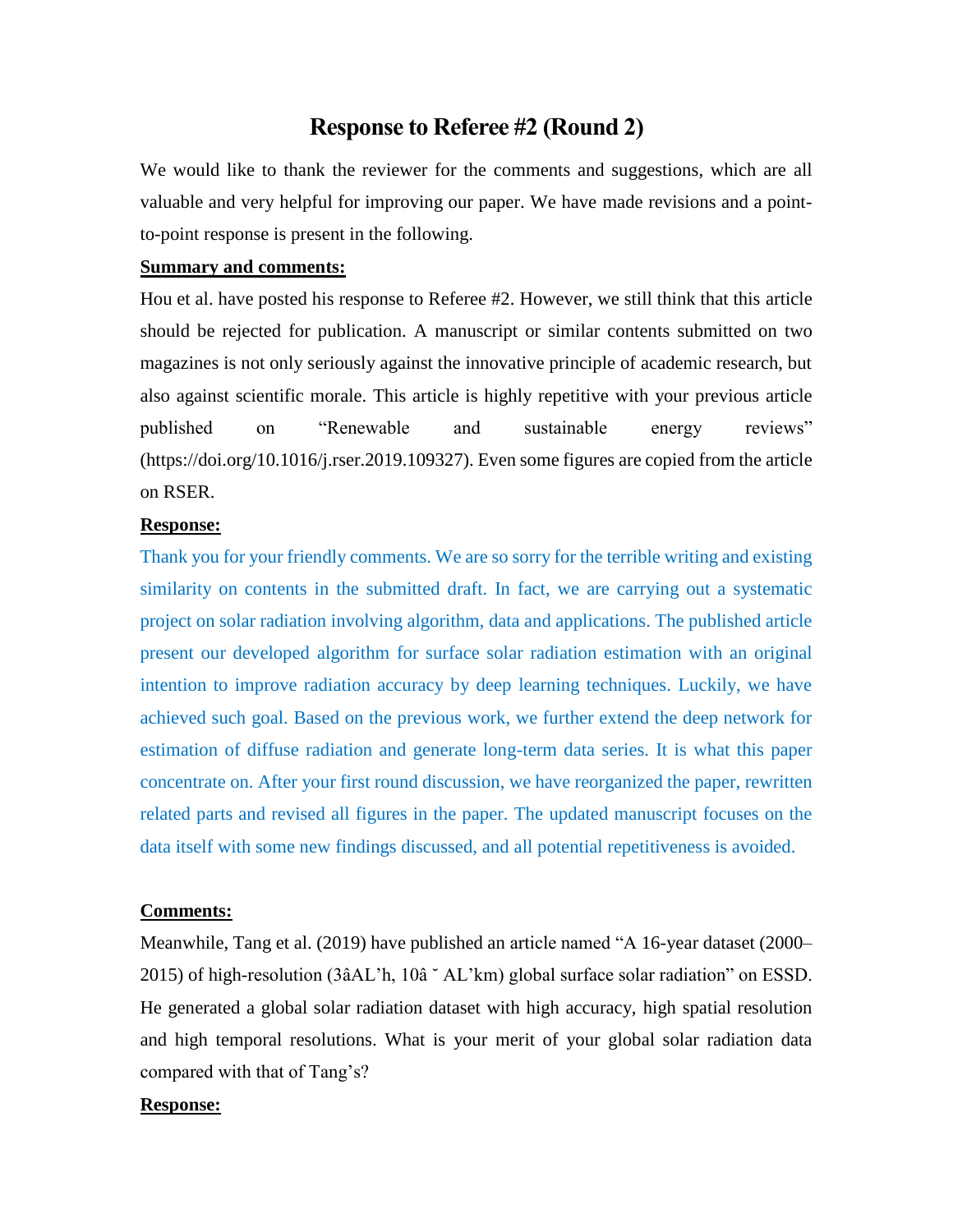# Response to Referee #2 (Round 2)

We would like to thank the reviewer for the comments and suggestions, which are all valuable and very helpful for improving our paper. We have made revisions and a point-to-point response is present in the following.

**Summary and comments:**

Hou et al. have posted his response to Referee #2. However, we still think that this article should be rejected for publication. A manuscript or similar contents submitted on two magazines is not only seriously against the innovative principle of academic research, but also against scientific morale. This article is highly repetitive with your previous article published on "Renewable and sustainable energy reviews" (https://doi.org/10.1016/j.rser.2019.109327). Even some figures are copied from the article on RSER.

**Response:**

Thank you for your friendly comments. We are so sorry for the terrible writing and existing similarity on contents in the submitted draft. In fact, we are carrying out a systematic project on solar radiation involving algorithm, data and applications. The published article present our developed algorithm for surface solar radiation estimation with an original intention to improve radiation accuracy by deep learning techniques. Luckily, we have achieved such goal. Based on the previous work, we further extend the deep network for estimation of diffuse radiation and generate long-term data series. It is what this paper concentrate on. After your first round discussion, we have reorganized the paper, rewritten related parts and revised all figures in the paper. The updated manuscript focuses on the data itself with some new findings discussed, and all potential repetitiveness is avoided.

**Comments:**

Meanwhile, Tang et al. (2019) have published an article named "A 16-year dataset (2000–2015) of high-resolution (3âAL'h, 10â ˘ AL'km) global surface solar radiation" on ESSD. He generated a global solar radiation dataset with high accuracy, high spatial resolution and high temporal resolutions. What is your merit of your global solar radiation data compared with that of Tang's?

**Response:**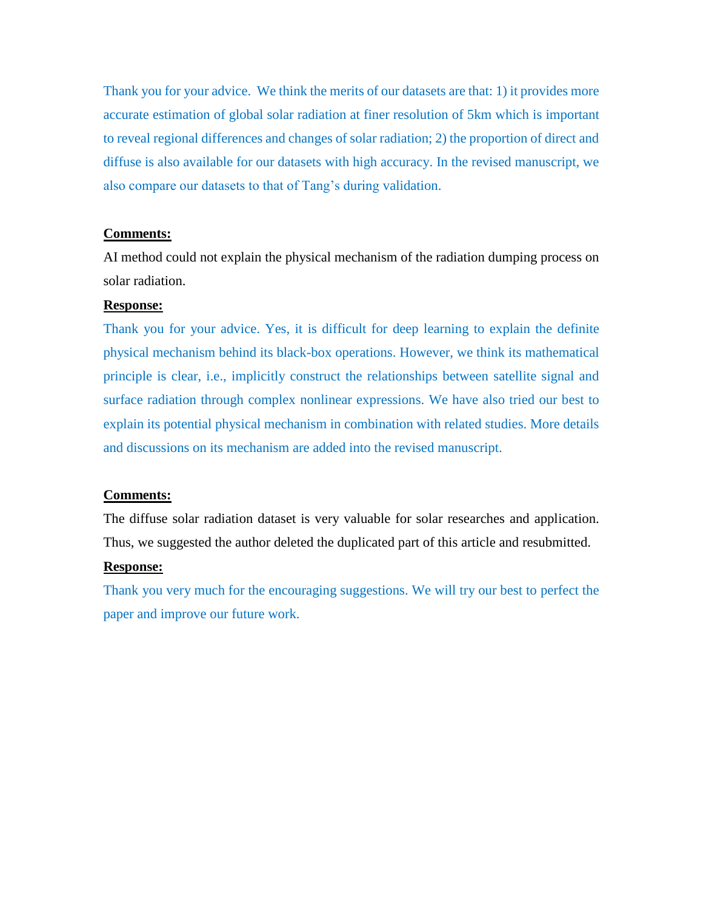Thank you for your advice. We think the merits of our datasets are that: 1) it provides more accurate estimation of global solar radiation at finer resolution of 5km which is important to reveal regional differences and changes of solar radiation; 2) the proportion of direct and diffuse is also available for our datasets with high accuracy. In the revised manuscript, we also compare our datasets to that of Tang's during validation.

**Comments:**

AI method could not explain the physical mechanism of the radiation dumping process on solar radiation.

**Response:**

Thank you for your advice. Yes, it is difficult for deep learning to explain the definite physical mechanism behind its black-box operations. However, we think its mathematical principle is clear, i.e., implicitly construct the relationships between satellite signal and surface radiation through complex nonlinear expressions. We have also tried our best to explain its potential physical mechanism in combination with related studies. More details and discussions on its mechanism are added into the revised manuscript.

**Comments:**

The diffuse solar radiation dataset is very valuable for solar researches and application. Thus, we suggested the author deleted the duplicated part of this article and resubmitted.

**Response:**

Thank you very much for the encouraging suggestions. We will try our best to perfect the paper and improve our future work.